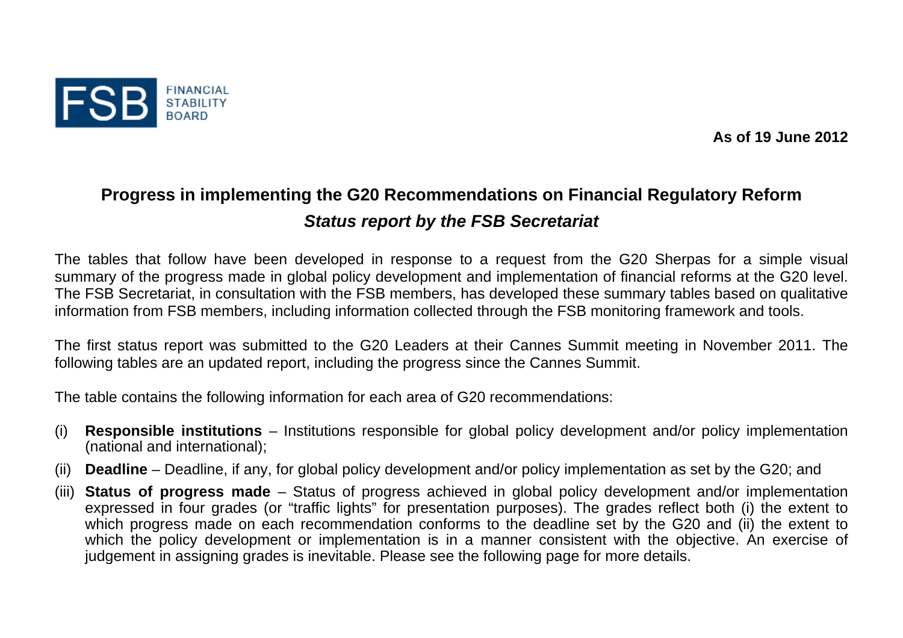FSB FINANCIAL STABILITY BOARD

**As of 19 June 2012**

# Progress in implementing the G20 Recommendations on Financial Regulatory Reform

## *Status report by the FSB Secretariat*

The tables that follow have been developed in response to a request from the G20 Sherpas for a simple visual summary of the progress made in global policy development and implementation of financial reforms at the G20 level. The FSB Secretariat, in consultation with the FSB members, has developed these summary tables based on qualitative information from FSB members, including information collected through the FSB monitoring framework and tools.

The first status report was submitted to the G20 Leaders at their Cannes Summit meeting in November 2011. The following tables are an updated report, including the progress since the Cannes Summit.

The table contains the following information for each area of G20 recommendations:

(i) **Responsible institutions** – Institutions responsible for global policy development and/or policy implementation (national and international);

(ii) **Deadline** – Deadline, if any, for global policy development and/or policy implementation as set by the G20; and

(iii) **Status of progress made** – Status of progress achieved in global policy development and/or implementation expressed in four grades (or "traffic lights" for presentation purposes). The grades reflect both (i) the extent to which progress made on each recommendation conforms to the deadline set by the G20 and (ii) the extent to which the policy development or implementation is in a manner consistent with the objective. An exercise of judgement in assigning grades is inevitable. Please see the following page for more details.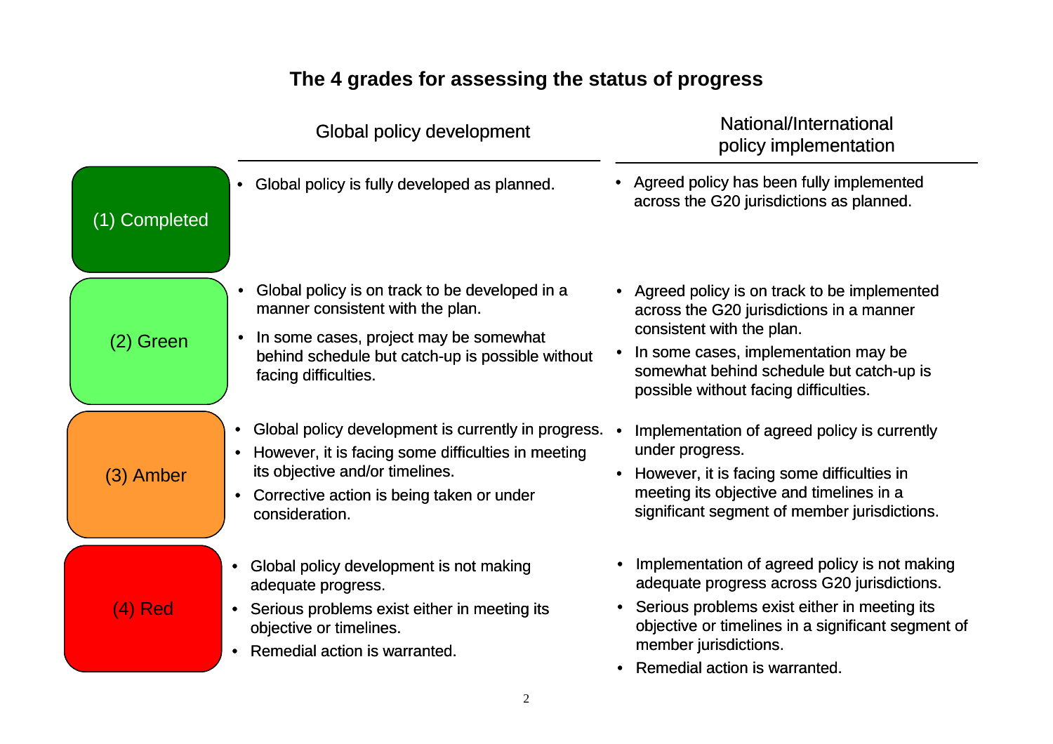# The 4 grades for assessing the status of progress

| | Global policy development | National/International policy implementation |
|---|---|---|
| (1) Completed | • Global policy is fully developed as planned. | • Agreed policy has been fully implemented across the G20 jurisdictions as planned. |
| (2) Green | • Global policy is on track to be developed in a manner consistent with the plan.<br>• In some cases, project may be somewhat behind schedule but catch-up is possible without facing difficulties. | • Agreed policy is on track to be implemented across the G20 jurisdictions in a manner consistent with the plan.<br>• In some cases, implementation may be somewhat behind schedule but catch-up is possible without facing difficulties. |
| (3) Amber | • Global policy development is currently in progress.<br>• However, it is facing some difficulties in meeting its objective and/or timelines.<br>• Corrective action is being taken or under consideration. | • Implementation of agreed policy is currently under progress.<br>• However, it is facing some difficulties in meeting its objective and timelines in a significant segment of member jurisdictions. |
| (4) Red | • Global policy development is not making adequate progress.<br>• Serious problems exist either in meeting its objective or timelines.<br>• Remedial action is warranted. | • Implementation of agreed policy is not making adequate progress across G20 jurisdictions.<br>• Serious problems exist either in meeting its objective or timelines in a significant segment of member jurisdictions.<br>• Remedial action is warranted. |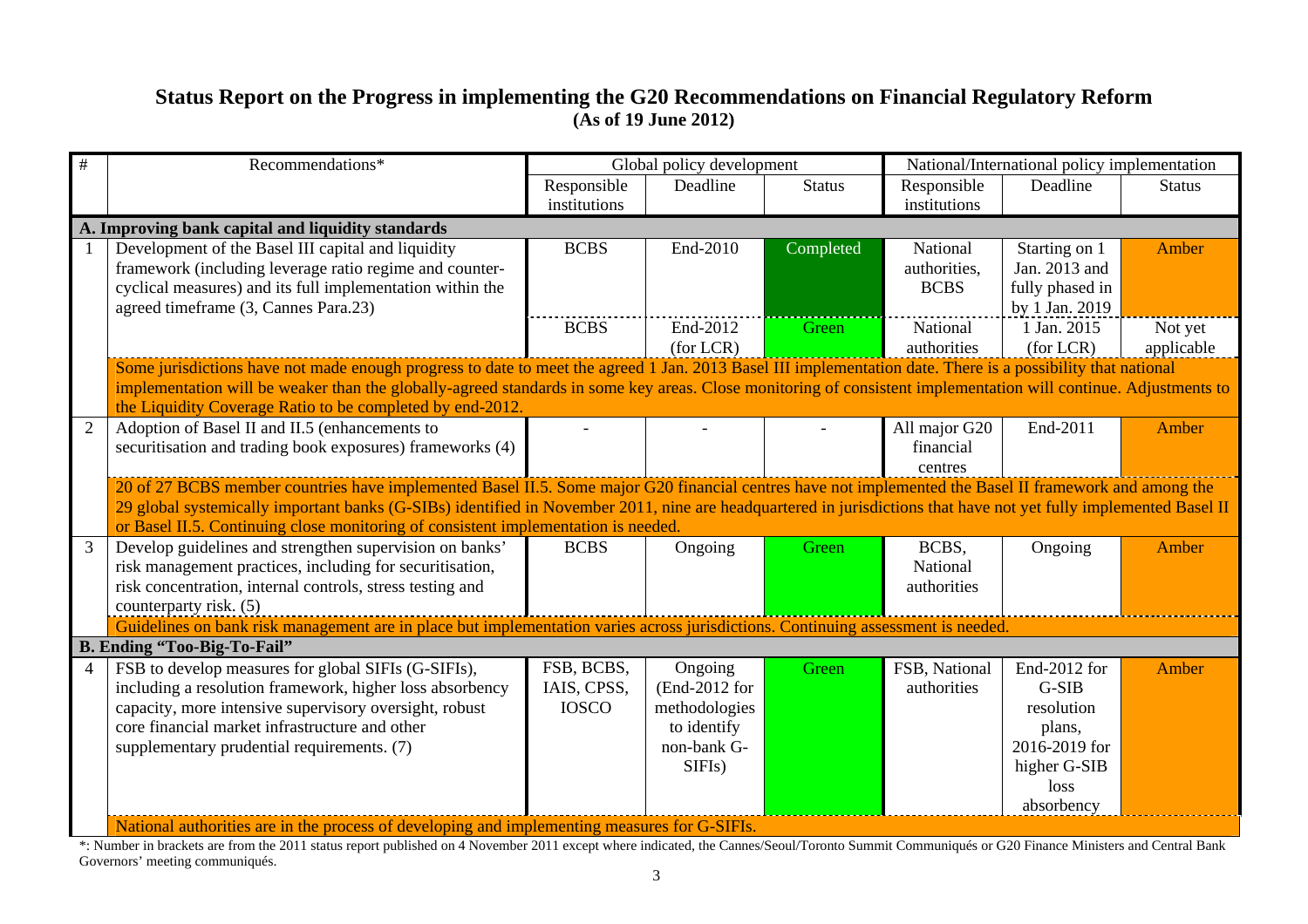# Status Report on the Progress in implementing the G20 Recommendations on Financial Regulatory Reform
**(As of 19 June 2012)**

| # | Recommendations* | Global policy development | | | National/International policy implementation | | |
|---|---|---|---|---|---|---|---|
| | | Responsible institutions | Deadline | Status | Responsible institutions | Deadline | Status |
| **A. Improving bank capital and liquidity standards** | | | | | | | |
| 1 | Development of the Basel III capital and liquidity framework (including leverage ratio regime and counter-cyclical measures) and its full implementation within the agreed timeframe (3, Cannes Para.23) | BCBS | End-2010 | Completed | National authorities, BCBS | Starting on 1 Jan. 2013 and fully phased in by 1 Jan. 2019 | Amber |
| | | BCBS | End-2012 (for LCR) | Green | National authorities | 1 Jan. 2015 (for LCR) | Not yet applicable |
| | Some jurisdictions have not made enough progress to date to meet the agreed 1 Jan. 2013 Basel III implementation date. There is a possibility that national implementation will be weaker than the globally-agreed standards in some key areas. Close monitoring of consistent implementation will continue. Adjustments to the Liquidity Coverage Ratio to be completed by end-2012. | | | | | | |
| 2 | Adoption of Basel II and II.5 (enhancements to securitisation and trading book exposures) frameworks (4) | - | - | - | All major G20 financial centres | End-2011 | Amber |
| | 20 of 27 BCBS member countries have implemented Basel II.5. Some major G20 financial centres have not implemented the Basel II framework and among the 29 global systemically important banks (G-SIBs) identified in November 2011, nine are headquartered in jurisdictions that have not yet fully implemented Basel II or Basel II.5. Continuing close monitoring of consistent implementation is needed. | | | | | | |
| 3 | Develop guidelines and strengthen supervision on banks' risk management practices, including for securitisation, risk concentration, internal controls, stress testing and counterparty risk. (5) | BCBS | Ongoing | Green | BCBS, National authorities | Ongoing | Amber |
| | Guidelines on bank risk management are in place but implementation varies across jurisdictions. Continuing assessment is needed. | | | | | | |
| **B. Ending "Too-Big-To-Fail"** | | | | | | | |
| 4 | FSB to develop measures for global SIFIs (G-SIFIs), including a resolution framework, higher loss absorbency capacity, more intensive supervisory oversight, robust core financial market infrastructure and other supplementary prudential requirements. (7) | FSB, BCBS, IAIS, CPSS, IOSCO | Ongoing (End-2012 for methodologies to identify non-bank G-SIFIs) | Green | FSB, National authorities | End-2012 for G-SIB resolution plans, 2016-2019 for higher G-SIB loss absorbency | Amber |
| | National authorities are in the process of developing and implementing measures for G-SIFIs. | | | | | | |

*: Number in brackets are from the 2011 status report published on 4 November 2011 except where indicated, the Cannes/Seoul/Toronto Summit Communiqués or G20 Finance Ministers and Central Bank Governors' meeting communiqués.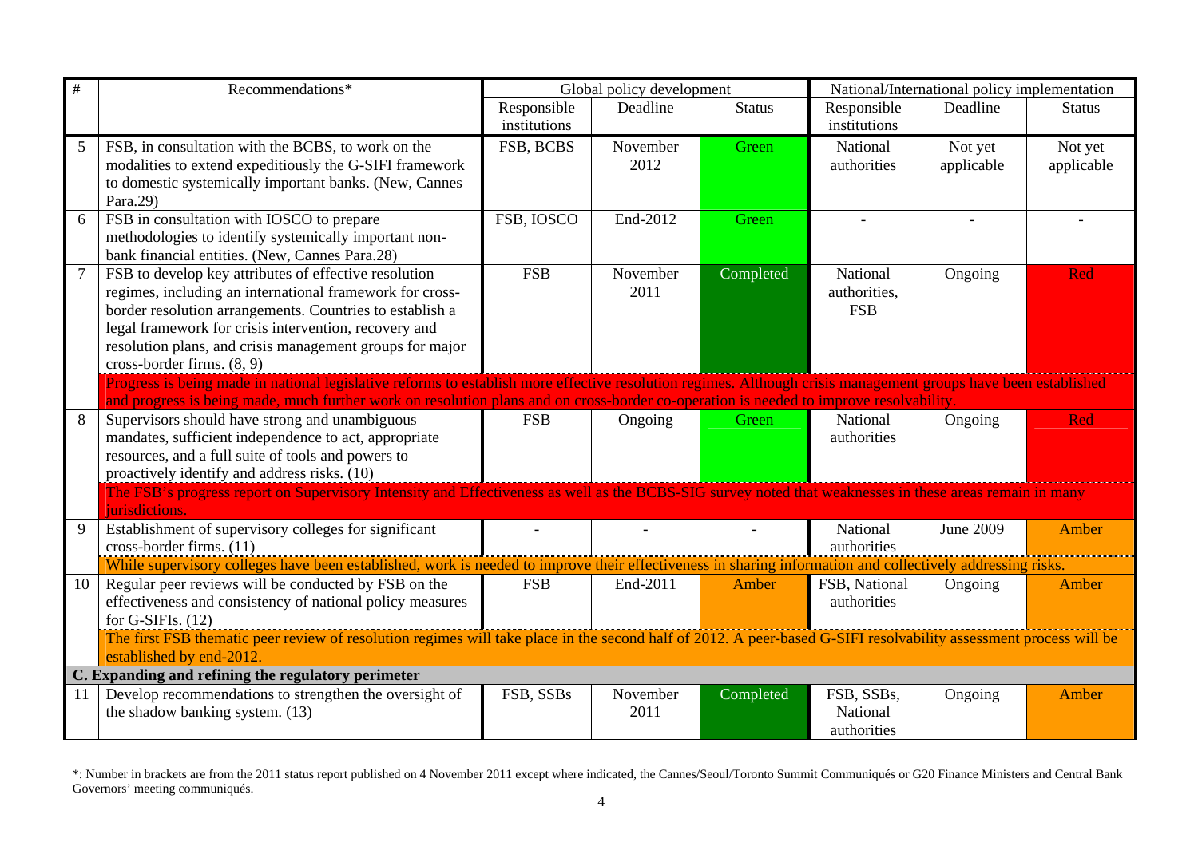| # | Recommendations* | Global policy development | | | National/International policy implementation | | |
|---|---|---|---|---|---|---|---|
| | | Responsible institutions | Deadline | Status | Responsible institutions | Deadline | Status |
| 5 | FSB, in consultation with the BCBS, to work on the modalities to extend expeditiously the G-SIFI framework to domestic systemically important banks. (New, Cannes Para.29) | FSB, BCBS | November 2012 | Green | National authorities | Not yet applicable | Not yet applicable |
| 6 | FSB in consultation with IOSCO to prepare methodologies to identify systemically important non-bank financial entities. (New, Cannes Para.28) | FSB, IOSCO | End-2012 | Green | - | - | - |
| 7 | FSB to develop key attributes of effective resolution regimes, including an international framework for cross-border resolution arrangements. Countries to establish a legal framework for crisis intervention, recovery and resolution plans, and crisis management groups for major cross-border firms. (8, 9) | FSB | November 2011 | Completed | National authorities, FSB | Ongoing | Red |
| | Progress is being made in national legislative reforms to establish more effective resolution regimes. Although crisis management groups have been established and progress is being made, much further work on resolution plans and on cross-border co-operation is needed to improve resolvability. | | | | | | |
| 8 | Supervisors should have strong and unambiguous mandates, sufficient independence to act, appropriate resources, and a full suite of tools and powers to proactively identify and address risks. (10) | FSB | Ongoing | Green | National authorities | Ongoing | Red |
| | The FSB's progress report on Supervisory Intensity and Effectiveness as well as the BCBS-SIG survey noted that weaknesses in these areas remain in many jurisdictions. | | | | | | |
| 9 | Establishment of supervisory colleges for significant cross-border firms. (11) | - | - | - | National authorities | June 2009 | Amber |
| | While supervisory colleges have been established, work is needed to improve their effectiveness in sharing information and collectively addressing risks. | | | | | | |
| 10 | Regular peer reviews will be conducted by FSB on the effectiveness and consistency of national policy measures for G-SIFIs. (12) | FSB | End-2011 | Amber | FSB, National authorities | Ongoing | Amber |
| | The first FSB thematic peer review of resolution regimes will take place in the second half of 2012. A peer-based G-SIFI resolvability assessment process will be established by end-2012. | | | | | | |
| **C. Expanding and refining the regulatory perimeter** | | | | | | | |
| 11 | Develop recommendations to strengthen the oversight of the shadow banking system. (13) | FSB, SSBs | November 2011 | Completed | FSB, SSBs, National authorities | Ongoing | Amber |

*: Number in brackets are from the 2011 status report published on 4 November 2011 except where indicated, the Cannes/Seoul/Toronto Summit Communiqués or G20 Finance Ministers and Central Bank Governors' meeting communiqués.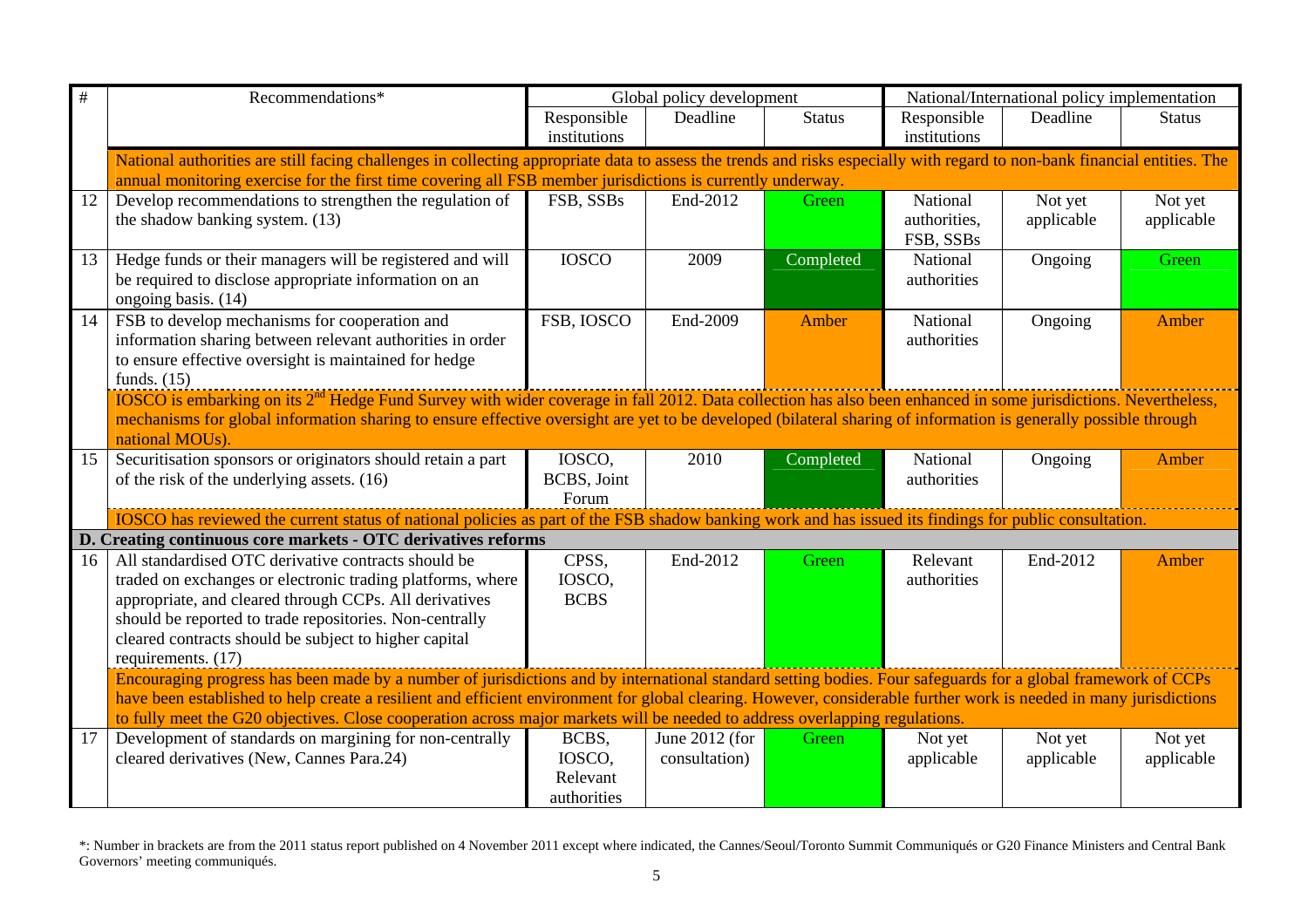| # | Recommendations* | Global policy development | | | National/International policy implementation | | |
|---|---|---|---|---|---|---|---|
| | | Responsible institutions | Deadline | Status | Responsible institutions | Deadline | Status |
| | National authorities are still facing challenges in collecting appropriate data to assess the trends and risks especially with regard to non-bank financial entities. The annual monitoring exercise for the first time covering all FSB member jurisdictions is currently underway. | | | | | | |
| 12 | Develop recommendations to strengthen the regulation of the shadow banking system. (13) | FSB, SSBs | End-2012 | Green | National authorities, FSB, SSBs | Not yet applicable | Not yet applicable |
| 13 | Hedge funds or their managers will be registered and will be required to disclose appropriate information on an ongoing basis. (14) | IOSCO | 2009 | Completed | National authorities | Ongoing | Green |
| 14 | FSB to develop mechanisms for cooperation and information sharing between relevant authorities in order to ensure effective oversight is maintained for hedge funds. (15) | FSB, IOSCO | End-2009 | Amber | National authorities | Ongoing | Amber |
| | IOSCO is embarking on its 2nd Hedge Fund Survey with wider coverage in fall 2012. Data collection has also been enhanced in some jurisdictions. Nevertheless, mechanisms for global information sharing to ensure effective oversight are yet to be developed (bilateral sharing of information is generally possible through national MOUs). | | | | | | |
| 15 | Securitisation sponsors or originators should retain a part of the risk of the underlying assets. (16) | IOSCO, BCBS, Joint Forum | 2010 | Completed | National authorities | Ongoing | Amber |
| | IOSCO has reviewed the current status of national policies as part of the FSB shadow banking work and has issued its findings for public consultation. | | | | | | |
| **D. Creating continuous core markets - OTC derivatives reforms** | | | | | | | |
| 16 | All standardised OTC derivative contracts should be traded on exchanges or electronic trading platforms, where appropriate, and cleared through CCPs. All derivatives should be reported to trade repositories. Non-centrally cleared contracts should be subject to higher capital requirements. (17) | CPSS, IOSCO, BCBS | End-2012 | Green | Relevant authorities | End-2012 | Amber |
| | Encouraging progress has been made by a number of jurisdictions and by international standard setting bodies. Four safeguards for a global framework of CCPs have been established to help create a resilient and efficient environment for global clearing. However, considerable further work is needed in many jurisdictions to fully meet the G20 objectives. Close cooperation across major markets will be needed to address overlapping regulations. | | | | | | |
| 17 | Development of standards on margining for non-centrally cleared derivatives (New, Cannes Para.24) | BCBS, IOSCO, Relevant authorities | June 2012 (for consultation) | Green | Not yet applicable | Not yet applicable | Not yet applicable |

*: Number in brackets are from the 2011 status report published on 4 November 2011 except where indicated, the Cannes/Seoul/Toronto Summit Communiqués or G20 Finance Ministers and Central Bank Governors' meeting communiqués.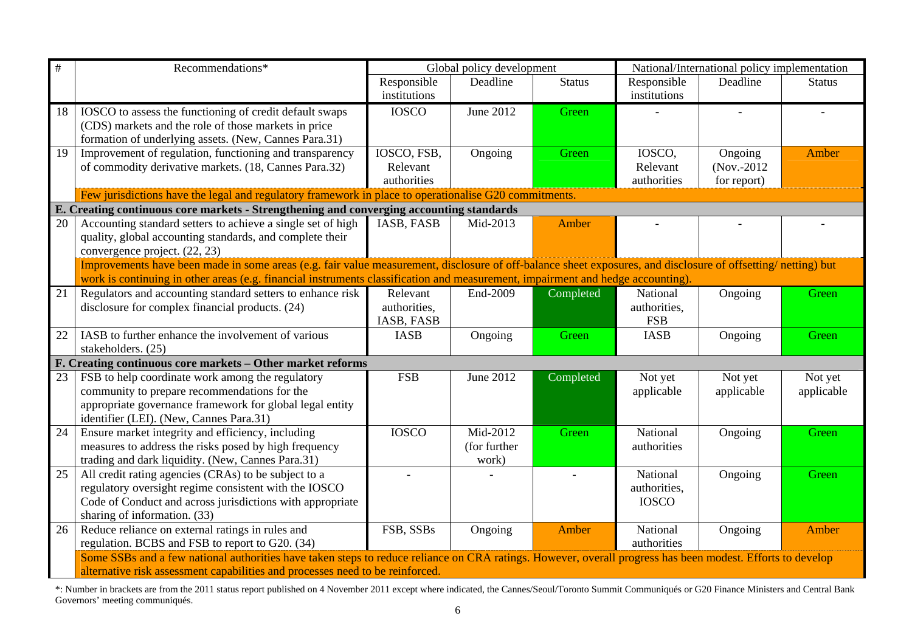| # | Recommendations* | Global policy development | | | National/International policy implementation | | |
|---|---|---|---|---|---|---|---|
| | | Responsible institutions | Deadline | Status | Responsible institutions | Deadline | Status |
| 18 | IOSCO to assess the functioning of credit default swaps (CDS) markets and the role of those markets in price formation of underlying assets. (New, Cannes Para.31) | IOSCO | June 2012 | Green | - | - | - |
| 19 | Improvement of regulation, functioning and transparency of commodity derivative markets. (18, Cannes Para.32) | IOSCO, FSB, Relevant authorities | Ongoing | Green | IOSCO, Relevant authorities | Ongoing (Nov.-2012 for report) | Amber |
| | Few jurisdictions have the legal and regulatory framework in place to operationalise G20 commitments. | | | | | | |
| **E. Creating continuous core markets - Strengthening and converging accounting standards** | | | | | | | |
| 20 | Accounting standard setters to achieve a single set of high quality, global accounting standards, and complete their convergence project. (22, 23) | IASB, FASB | Mid-2013 | Amber | - | - | - |
| | Improvements have been made in some areas (e.g. fair value measurement, disclosure of off-balance sheet exposures, and disclosure of offsetting/ netting) but work is continuing in other areas (e.g. financial instruments classification and measurement, impairment and hedge accounting). | | | | | | |
| 21 | Regulators and accounting standard setters to enhance risk disclosure for complex financial products. (24) | Relevant authorities, IASB, FASB | End-2009 | Completed | National authorities, FSB | Ongoing | Green |
| 22 | IASB to further enhance the involvement of various stakeholders. (25) | IASB | Ongoing | Green | IASB | Ongoing | Green |
| **F. Creating continuous core markets – Other market reforms** | | | | | | | |
| 23 | FSB to help coordinate work among the regulatory community to prepare recommendations for the appropriate governance framework for global legal entity identifier (LEI). (New, Cannes Para.31) | FSB | June 2012 | Completed | Not yet applicable | Not yet applicable | Not yet applicable |
| 24 | Ensure market integrity and efficiency, including measures to address the risks posed by high frequency trading and dark liquidity. (New, Cannes Para.31) | IOSCO | Mid-2012 (for further work) | Green | National authorities | Ongoing | Green |
| 25 | All credit rating agencies (CRAs) to be subject to a regulatory oversight regime consistent with the IOSCO Code of Conduct and across jurisdictions with appropriate sharing of information. (33) | - | - | - | National authorities, IOSCO | Ongoing | Green |
| 26 | Reduce reliance on external ratings in rules and regulation. BCBS and FSB to report to G20. (34) | FSB, SSBs | Ongoing | Amber | National authorities | Ongoing | Amber |
| | Some SSBs and a few national authorities have taken steps to reduce reliance on CRA ratings. However, overall progress has been modest. Efforts to develop alternative risk assessment capabilities and processes need to be reinforced. | | | | | | |

*: Number in brackets are from the 2011 status report published on 4 November 2011 except where indicated, the Cannes/Seoul/Toronto Summit Communiqués or G20 Finance Ministers and Central Bank Governors' meeting communiqués.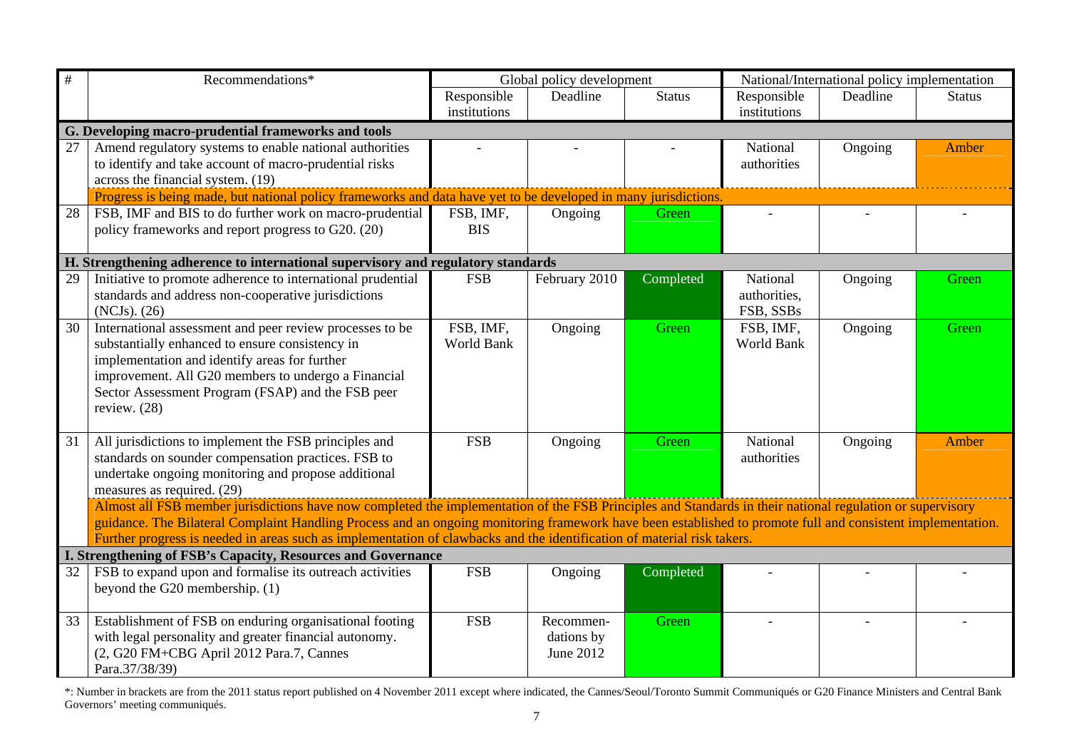| # | Recommendations* | Global policy development | | | National/International policy implementation | | |
|---|---|---|---|---|---|---|---|
| | | Responsible institutions | Deadline | Status | Responsible institutions | Deadline | Status |
| **G. Developing macro-prudential frameworks and tools** | | | | | | | |
| 27 | Amend regulatory systems to enable national authorities to identify and take account of macro-prudential risks across the financial system. (19) | - | - | - | National authorities | Ongoing | Amber |
| | Progress is being made, but national policy frameworks and data have yet to be developed in many jurisdictions. | | | | | | |
| 28 | FSB, IMF and BIS to do further work on macro-prudential policy frameworks and report progress to G20. (20) | FSB, IMF, BIS | Ongoing | Green | - | - | - |
| **H. Strengthening adherence to international supervisory and regulatory standards** | | | | | | | |
| 29 | Initiative to promote adherence to international prudential standards and address non-cooperative jurisdictions (NCJs). (26) | FSB | February 2010 | Completed | National authorities, FSB, SSBs | Ongoing | Green |
| 30 | International assessment and peer review processes to be substantially enhanced to ensure consistency in implementation and identify areas for further improvement. All G20 members to undergo a Financial Sector Assessment Program (FSAP) and the FSB peer review. (28) | FSB, IMF, World Bank | Ongoing | Green | FSB, IMF, World Bank | Ongoing | Green |
| 31 | All jurisdictions to implement the FSB principles and standards on sounder compensation practices. FSB to undertake ongoing monitoring and propose additional measures as required. (29) | FSB | Ongoing | Green | National authorities | Ongoing | Amber |
| | Almost all FSB member jurisdictions have now completed the implementation of the FSB Principles and Standards in their national regulation or supervisory guidance. The Bilateral Complaint Handling Process and an ongoing monitoring framework have been established to promote full and consistent implementation. Further progress is needed in areas such as implementation of clawbacks and the identification of material risk takers. | | | | | | |
| **I. Strengthening of FSB's Capacity, Resources and Governance** | | | | | | | |
| 32 | FSB to expand upon and formalise its outreach activities beyond the G20 membership. (1) | FSB | Ongoing | Completed | - | - | - |
| 33 | Establishment of FSB on enduring organisational footing with legal personality and greater financial autonomy. (2, G20 FM+CBG April 2012 Para.7, Cannes Para.37/38/39) | FSB | Recommendations by June 2012 | Green | - | - | - |

*: Number in brackets are from the 2011 status report published on 4 November 2011 except where indicated, the Cannes/Seoul/Toronto Summit Communiqués or G20 Finance Ministers and Central Bank Governors' meeting communiqués.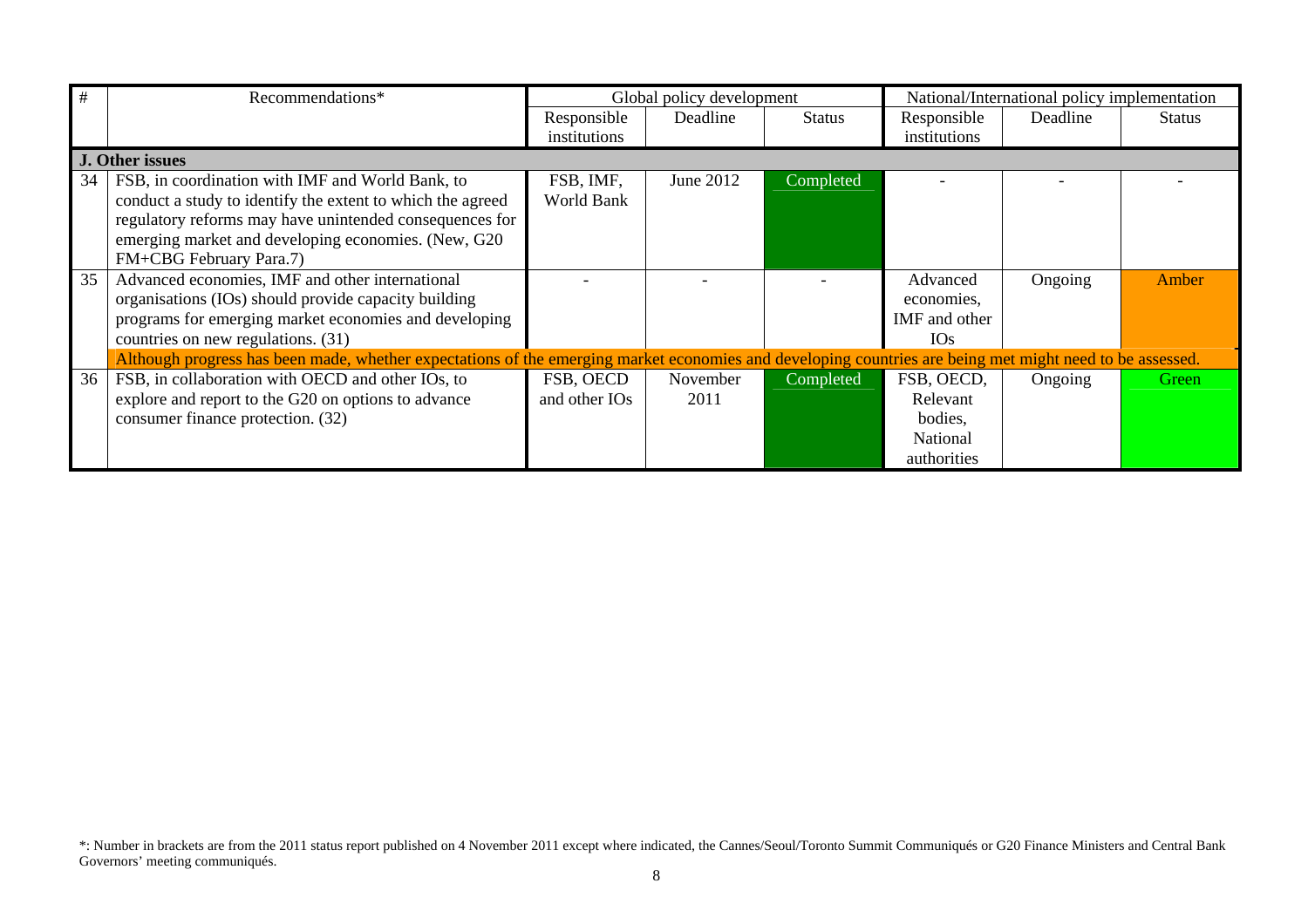| # | Recommendations* | Global policy development | | | National/International policy implementation | | |
|---|---|---|---|---|---|---|---|
| | | Responsible institutions | Deadline | Status | Responsible institutions | Deadline | Status |
| **J. Other issues** | | | | | | | |
| 34 | FSB, in coordination with IMF and World Bank, to conduct a study to identify the extent to which the agreed regulatory reforms may have unintended consequences for emerging market and developing economies. (New, G20 FM+CBG February Para.7) | FSB, IMF, World Bank | June 2012 | Completed | - | - | - |
| 35 | Advanced economies, IMF and other international organisations (IOs) should provide capacity building programs for emerging market economies and developing countries on new regulations. (31) | - | - | - | Advanced economies, IMF and other IOs | Ongoing | Amber |
| | Although progress has been made, whether expectations of the emerging market economies and developing countries are being met might need to be assessed. | | | | | | |
| 36 | FSB, in collaboration with OECD and other IOs, to explore and report to the G20 on options to advance consumer finance protection. (32) | FSB, OECD and other IOs | November 2011 | Completed | FSB, OECD, Relevant bodies, National authorities | Ongoing | Green |

*: Number in brackets are from the 2011 status report published on 4 November 2011 except where indicated, the Cannes/Seoul/Toronto Summit Communiqués or G20 Finance Ministers and Central Bank Governors' meeting communiqués.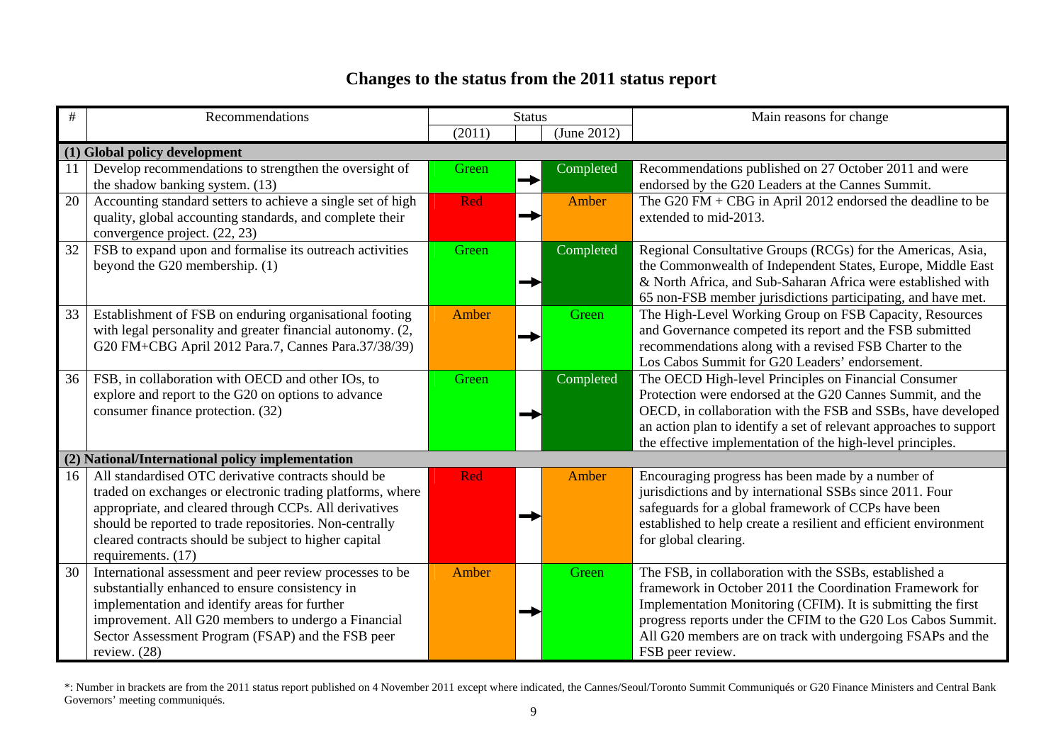## Changes to the status from the 2011 status report

| # | Recommendations | Status | | | Main reasons for change |
|---|---|---|---|---|---|
| | | (2011) | | (June 2012) | |
| **(1) Global policy development** | | | | | |
| 11 | Develop recommendations to strengthen the oversight of the shadow banking system. (13) | Green | → | Completed | Recommendations published on 27 October 2011 and were endorsed by the G20 Leaders at the Cannes Summit. |
| 20 | Accounting standard setters to achieve a single set of high quality, global accounting standards, and complete their convergence project. (22, 23) | Red | → | Amber | The G20 FM + CBG in April 2012 endorsed the deadline to be extended to mid-2013. |
| 32 | FSB to expand upon and formalise its outreach activities beyond the G20 membership. (1) | Green | → | Completed | Regional Consultative Groups (RCGs) for the Americas, Asia, the Commonwealth of Independent States, Europe, Middle East & North Africa, and Sub-Saharan Africa were established with 65 non-FSB member jurisdictions participating, and have met. |
| 33 | Establishment of FSB on enduring organisational footing with legal personality and greater financial autonomy. (2, G20 FM+CBG April 2012 Para.7, Cannes Para.37/38/39) | Amber | → | Green | The High-Level Working Group on FSB Capacity, Resources and Governance competed its report and the FSB submitted recommendations along with a revised FSB Charter to the Los Cabos Summit for G20 Leaders' endorsement. |
| 36 | FSB, in collaboration with OECD and other IOs, to explore and report to the G20 on options to advance consumer finance protection. (32) | Green | → | Completed | The OECD High-level Principles on Financial Consumer Protection were endorsed at the G20 Cannes Summit, and the OECD, in collaboration with the FSB and SSBs, have developed an action plan to identify a set of relevant approaches to support the effective implementation of the high-level principles. |
| **(2) National/International policy implementation** | | | | | |
| 16 | All standardised OTC derivative contracts should be traded on exchanges or electronic trading platforms, where appropriate, and cleared through CCPs. All derivatives should be reported to trade repositories. Non-centrally cleared contracts should be subject to higher capital requirements. (17) | Red | → | Amber | Encouraging progress has been made by a number of jurisdictions and by international SSBs since 2011. Four safeguards for a global framework of CCPs have been established to help create a resilient and efficient environment for global clearing. |
| 30 | International assessment and peer review processes to be substantially enhanced to ensure consistency in implementation and identify areas for further improvement. All G20 members to undergo a Financial Sector Assessment Program (FSAP) and the FSB peer review. (28) | Amber | → | Green | The FSB, in collaboration with the SSBs, established a framework in October 2011 the Coordination Framework for Implementation Monitoring (CFIM). It is submitting the first progress reports under the CFIM to the G20 Los Cabos Summit. All G20 members are on track with undergoing FSAPs and the FSB peer review. |

*: Number in brackets are from the 2011 status report published on 4 November 2011 except where indicated, the Cannes/Seoul/Toronto Summit Communiqués or G20 Finance Ministers and Central Bank Governors' meeting communiqués.